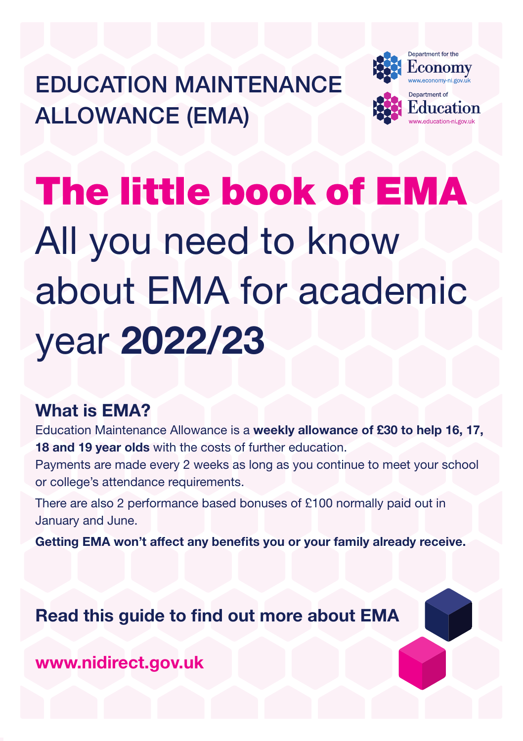EDUCATION MAINTENANCE ALLOWANCE (EMA)

Department for the Economy
www.economy-ni.gov.uk

Department of Education
www.education-ni.gov.uk

# The little book of EMA

# All you need to know about EMA for academic year **2022/23**

## What is EMA?

Education Maintenance Allowance is a **weekly allowance of £30 to help 16, 17, 18 and 19 year olds** with the costs of further education.

Payments are made every 2 weeks as long as you continue to meet your school or college's attendance requirements.

There are also 2 performance based bonuses of £100 normally paid out in January and June.

**Getting EMA won't affect any benefits you or your family already receive.**

**Read this guide to find out more about EMA**

**www.nidirect.gov.uk**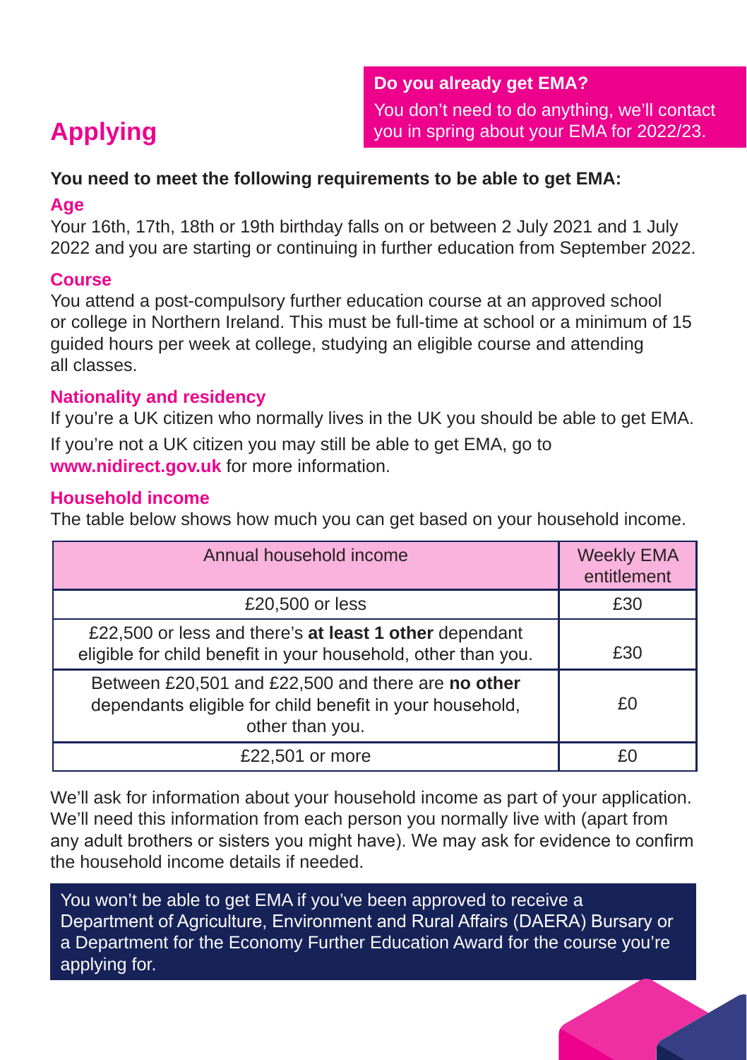# Applying

**Do you already get EMA?**

You don't need to do anything, we'll contact you in spring about your EMA for 2022/23.

**You need to meet the following requirements to be able to get EMA:**

### Age

Your 16th, 17th, 18th or 19th birthday falls on or between 2 July 2021 and 1 July 2022 and you are starting or continuing in further education from September 2022.

### Course

You attend a post-compulsory further education course at an approved school or college in Northern Ireland. This must be full-time at school or a minimum of 15 guided hours per week at college, studying an eligible course and attending all classes.

### Nationality and residency

If you're a UK citizen who normally lives in the UK you should be able to get EMA.

If you're not a UK citizen you may still be able to get EMA, go to **www.nidirect.gov.uk** for more information.

### Household income

The table below shows how much you can get based on your household income.

| Annual household income | Weekly EMA entitlement |
|---|---|
| £20,500 or less | £30 |
| £22,500 or less and there's **at least 1 other** dependant eligible for child benefit in your household, other than you. | £30 |
| Between £20,501 and £22,500 and there are **no other** dependants eligible for child benefit in your household, other than you. | £0 |
| £22,501 or more | £0 |

We'll ask for information about your household income as part of your application. We'll need this information from each person you normally live with (apart from any adult brothers or sisters you might have). We may ask for evidence to confirm the household income details if needed.

You won't be able to get EMA if you've been approved to receive a Department of Agriculture, Environment and Rural Affairs (DAERA) Bursary or a Department for the Economy Further Education Award for the course you're applying for.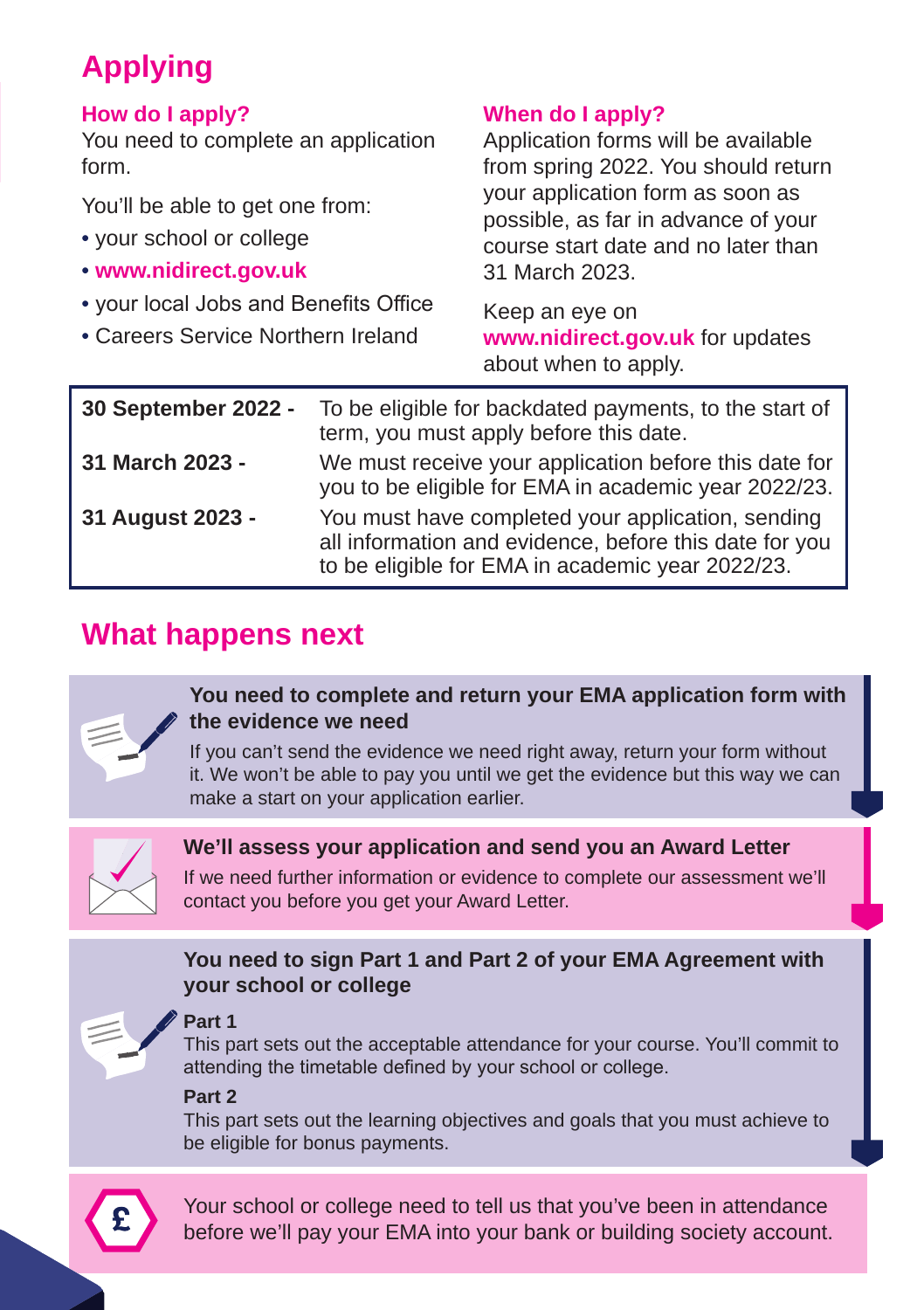# Applying

### How do I apply?

You need to complete an application form.

You'll be able to get one from:

- your school or college
- **www.nidirect.gov.uk**
- your local Jobs and Benefits Office
- Careers Service Northern Ireland

### When do I apply?

Application forms will be available from spring 2022. You should return your application form as soon as possible, as far in advance of your course start date and no later than 31 March 2023.

Keep an eye on **www.nidirect.gov.uk** for updates about when to apply.

| | |
|---|---|
| **30 September 2022 -** | To be eligible for backdated payments, to the start of term, you must apply before this date. |
| **31 March 2023 -** | We must receive your application before this date for you to be eligible for EMA in academic year 2022/23. |
| **31 August 2023 -** | You must have completed your application, sending all information and evidence, before this date for you to be eligible for EMA in academic year 2022/23. |

# What happens next

**You need to complete and return your EMA application form with the evidence we need**

If you can't send the evidence we need right away, return your form without it. We won't be able to pay you until we get the evidence but this way we can make a start on your application earlier.

**We'll assess your application and send you an Award Letter**

If we need further information or evidence to complete our assessment we'll contact you before you get your Award Letter.

**You need to sign Part 1 and Part 2 of your EMA Agreement with your school or college**

**Part 1**

This part sets out the acceptable attendance for your course. You'll commit to attending the timetable defined by your school or college.

**Part 2**

This part sets out the learning objectives and goals that you must achieve to be eligible for bonus payments.

Your school or college need to tell us that you've been in attendance before we'll pay your EMA into your bank or building society account.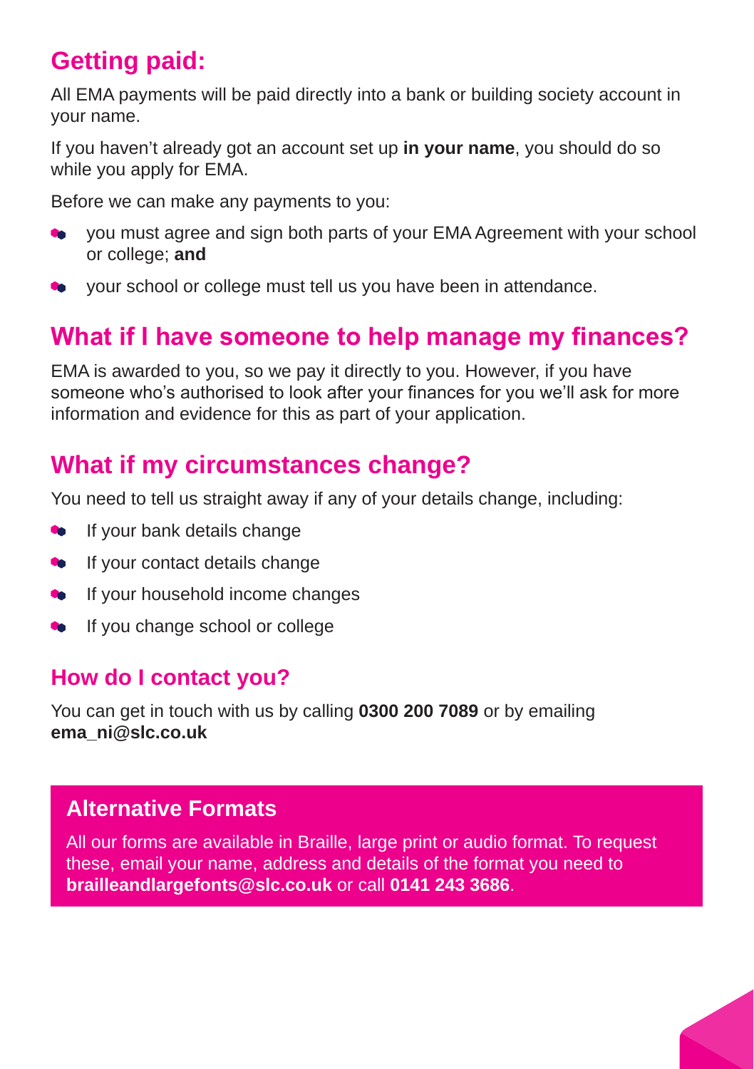## Getting paid:

All EMA payments will be paid directly into a bank or building society account in your name.

If you haven't already got an account set up **in your name**, you should do so while you apply for EMA.

Before we can make any payments to you:

- you must agree and sign both parts of your EMA Agreement with your school or college; **and**
- your school or college must tell us you have been in attendance.

## What if I have someone to help manage my finances?

EMA is awarded to you, so we pay it directly to you. However, if you have someone who's authorised to look after your finances for you we'll ask for more information and evidence for this as part of your application.

## What if my circumstances change?

You need to tell us straight away if any of your details change, including:

- If your bank details change
- If your contact details change
- If your household income changes
- If you change school or college

### How do I contact you?

You can get in touch with us by calling **0300 200 7089** or by emailing **ema_ni@slc.co.uk**

### Alternative Formats

All our forms are available in Braille, large print or audio format. To request these, email your name, address and details of the format you need to **brailleandlargefonts@slc.co.uk** or call **0141 243 3686**.